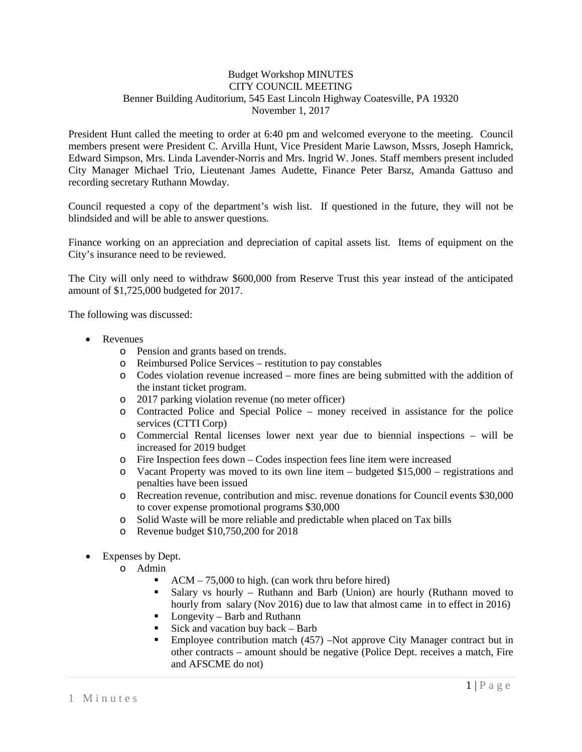Budget Workshop MINUTES
CITY COUNCIL MEETING
Benner Building Auditorium, 545 East Lincoln Highway Coatesville, PA 19320
November 1, 2017

President Hunt called the meeting to order at 6:40 pm and welcomed everyone to the meeting. Council members present were President C. Arvilla Hunt, Vice President Marie Lawson, Mssrs, Joseph Hamrick, Edward Simpson, Mrs. Linda Lavender-Norris and Mrs. Ingrid W. Jones. Staff members present included City Manager Michael Trio, Lieutenant James Audette, Finance Peter Barsz, Amanda Gattuso and recording secretary Ruthann Mowday.

Council requested a copy of the department's wish list. If questioned in the future, they will not be blindsided and will be able to answer questions.

Finance working on an appreciation and depreciation of capital assets list. Items of equipment on the City's insurance need to be reviewed.

The City will only need to withdraw $600,000 from Reserve Trust this year instead of the anticipated amount of $1,725,000 budgeted for 2017.

The following was discussed:

- Revenues
  - Pension and grants based on trends.
  - Reimbursed Police Services – restitution to pay constables
  - Codes violation revenue increased – more fines are being submitted with the addition of the instant ticket program.
  - 2017 parking violation revenue (no meter officer)
  - Contracted Police and Special Police – money received in assistance for the police services (CTTI Corp)
  - Commercial Rental licenses lower next year due to biennial inspections – will be increased for 2019 budget
  - Fire Inspection fees down – Codes inspection fees line item were increased
  - Vacant Property was moved to its own line item – budgeted $15,000 – registrations and penalties have been issued
  - Recreation revenue, contribution and misc. revenue donations for Council events $30,000 to cover expense promotional programs $30,000
  - Solid Waste will be more reliable and predictable when placed on Tax bills
  - Revenue budget $10,750,200 for 2018

- Expenses by Dept.
  - Admin
    - ACM – 75,000 to high. (can work thru before hired)
    - Salary vs hourly – Ruthann and Barb (Union) are hourly (Ruthann moved to hourly from salary (Nov 2016) due to law that almost came in to effect in 2016)
    - Longevity – Barb and Ruthann
    - Sick and vacation buy back – Barb
    - Employee contribution match (457) –Not approve City Manager contract but in other contracts – amount should be negative (Police Dept. receives a match, Fire and AFSCME do not)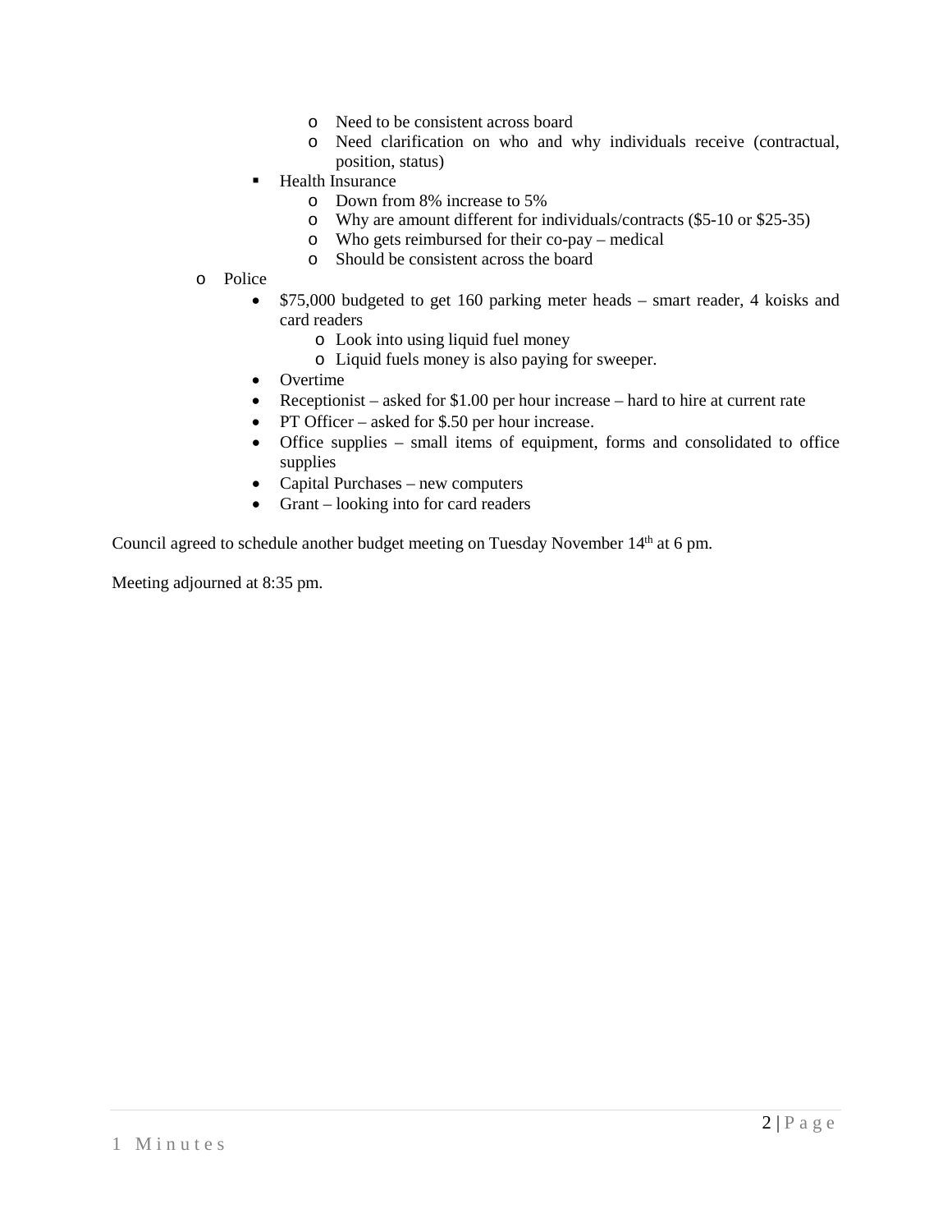- Need to be consistent across board
        - Need clarification on who and why individuals receive (contractual, position, status)
      - Health Insurance
        - Down from 8% increase to 5%
        - Why are amount different for individuals/contracts ($5-10 or $25-35)
        - Who gets reimbursed for their co-pay – medical
        - Should be consistent across the board
  - Police
    - $75,000 budgeted to get 160 parking meter heads – smart reader, 4 koisks and card readers
      - Look into using liquid fuel money
      - Liquid fuels money is also paying for sweeper.
    - Overtime
    - Receptionist – asked for $1.00 per hour increase – hard to hire at current rate
    - PT Officer – asked for $.50 per hour increase.
    - Office supplies – small items of equipment, forms and consolidated to office supplies
    - Capital Purchases – new computers
    - Grant – looking into for card readers

Council agreed to schedule another budget meeting on Tuesday November 14th at 6 pm.

Meeting adjourned at 8:35 pm.